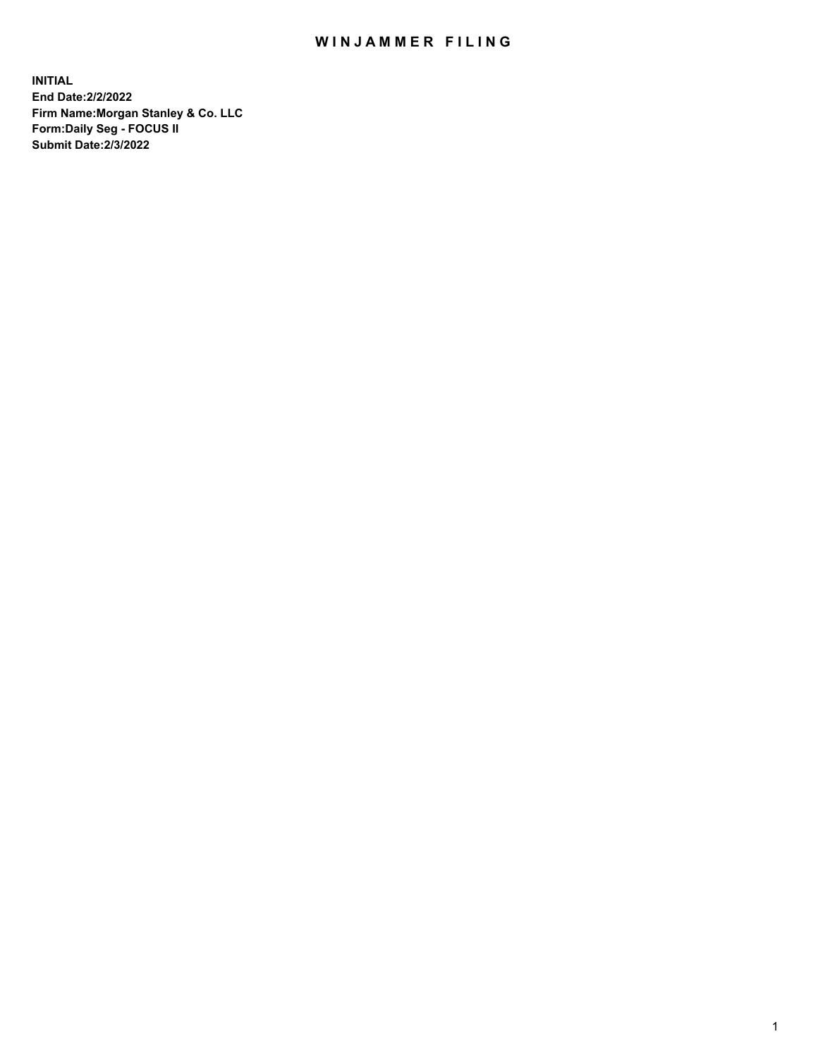# WINJAMMER FILING

**INITIAL**
**End Date:2/2/2022**
**Firm Name:Morgan Stanley & Co. LLC**
**Form:Daily Seg - FOCUS II**
**Submit Date:2/3/2022**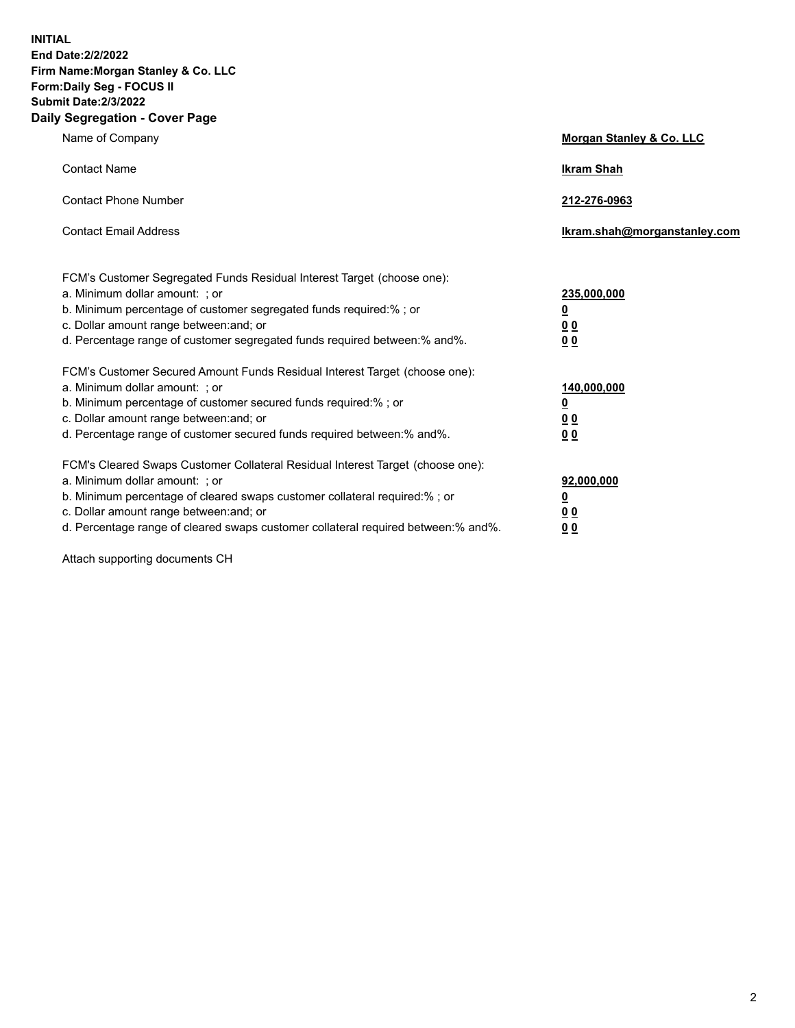**INITIAL**
**End Date:2/2/2022**
**Firm Name:Morgan Stanley & Co. LLC**
**Form:Daily Seg - FOCUS II**
**Submit Date:2/3/2022**

## Daily Segregation - Cover Page

| | |
|---|---|
| Name of Company | **Morgan Stanley & Co. LLC** |
| Contact Name | **Ikram Shah** |
| Contact Phone Number | **212-276-0963** |
| Contact Email Address | **Ikram.shah@morganstanley.com** |

| | |
|---|---|
| FCM's Customer Segregated Funds Residual Interest Target (choose one): | |
| a. Minimum dollar amount: ; or | **235,000,000** |
| b. Minimum percentage of customer segregated funds required:% ; or | **0** |
| c. Dollar amount range between:and; or | **0 0** |
| d. Percentage range of customer segregated funds required between:% and%. | **0 0** |
| FCM's Customer Secured Amount Funds Residual Interest Target (choose one): | |
| a. Minimum dollar amount: ; or | **140,000,000** |
| b. Minimum percentage of customer secured funds required:% ; or | **0** |
| c. Dollar amount range between:and; or | **0 0** |
| d. Percentage range of customer secured funds required between:% and%. | **0 0** |
| FCM's Cleared Swaps Customer Collateral Residual Interest Target (choose one): | |
| a. Minimum dollar amount: ; or | **92,000,000** |
| b. Minimum percentage of cleared swaps customer collateral required:% ; or | **0** |
| c. Dollar amount range between:and; or | **0 0** |
| d. Percentage range of cleared swaps customer collateral required between:% and%. | **0 0** |

Attach supporting documents CH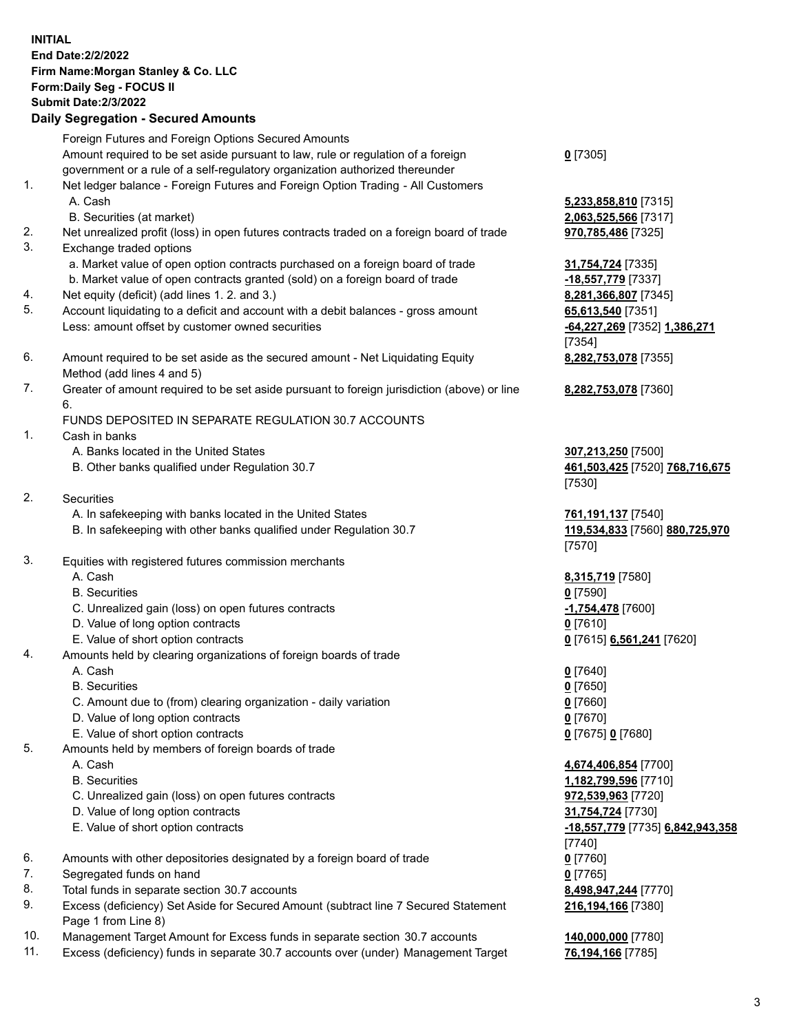**INITIAL**
**End Date:2/2/2022**
**Firm Name:Morgan Stanley & Co. LLC**
**Form:Daily Seg - FOCUS II**
**Submit Date:2/3/2022**

### Daily Segregation - Secured Amounts

| | | |
|---|---|---|
| | Foreign Futures and Foreign Options Secured Amounts | |
| | Amount required to be set aside pursuant to law, rule or regulation of a foreign government or a rule of a self-regulatory organization authorized thereunder | **0** [7305] |
| 1. | Net ledger balance - Foreign Futures and Foreign Option Trading - All Customers | |
| | A. Cash | **5,233,858,810** [7315] |
| | B. Securities (at market) | **2,063,525,566** [7317] |
| 2. | Net unrealized profit (loss) in open futures contracts traded on a foreign board of trade | **970,785,486** [7325] |
| 3. | Exchange traded options | |
| | a. Market value of open option contracts purchased on a foreign board of trade | **31,754,724** [7335] |
| | b. Market value of open contracts granted (sold) on a foreign board of trade | **-18,557,779** [7337] |
| 4. | Net equity (deficit) (add lines 1. 2. and 3.) | **8,281,366,807** [7345] |
| 5. | Account liquidating to a deficit and account with a debit balances - gross amount | **65,613,540** [7351] |
| | Less: amount offset by customer owned securities | **-64,227,269** [7352] **1,386,271** [7354] |
| 6. | Amount required to be set aside as the secured amount - Net Liquidating Equity Method (add lines 4 and 5) | **8,282,753,078** [7355] |
| 7. | Greater of amount required to be set aside pursuant to foreign jurisdiction (above) or line 6. | **8,282,753,078** [7360] |
| | FUNDS DEPOSITED IN SEPARATE REGULATION 30.7 ACCOUNTS | |
| 1. | Cash in banks | |
| | A. Banks located in the United States | **307,213,250** [7500] |
| | B. Other banks qualified under Regulation 30.7 | **461,503,425** [7520] **768,716,675** [7530] |
| 2. | Securities | |
| | A. In safekeeping with banks located in the United States | **761,191,137** [7540] |
| | B. In safekeeping with other banks qualified under Regulation 30.7 | **119,534,833** [7560] **880,725,970** [7570] |
| 3. | Equities with registered futures commission merchants | |
| | A. Cash | **8,315,719** [7580] |
| | B. Securities | **0** [7590] |
| | C. Unrealized gain (loss) on open futures contracts | **-1,754,478** [7600] |
| | D. Value of long option contracts | **0** [7610] |
| | E. Value of short option contracts | **0** [7615] **6,561,241** [7620] |
| 4. | Amounts held by clearing organizations of foreign boards of trade | |
| | A. Cash | **0** [7640] |
| | B. Securities | **0** [7650] |
| | C. Amount due to (from) clearing organization - daily variation | **0** [7660] |
| | D. Value of long option contracts | **0** [7670] |
| | E. Value of short option contracts | **0** [7675] **0** [7680] |
| 5. | Amounts held by members of foreign boards of trade | |
| | A. Cash | **4,674,406,854** [7700] |
| | B. Securities | **1,182,799,596** [7710] |
| | C. Unrealized gain (loss) on open futures contracts | **972,539,963** [7720] |
| | D. Value of long option contracts | **31,754,724** [7730] |
| | E. Value of short option contracts | **-18,557,779** [7735] **6,842,943,358** [7740] |
| 6. | Amounts with other depositories designated by a foreign board of trade | **0** [7760] |
| 7. | Segregated funds on hand | **0** [7765] |
| 8. | Total funds in separate section 30.7 accounts | **8,498,947,244** [7770] |
| 9. | Excess (deficiency) Set Aside for Secured Amount (subtract line 7 Secured Statement Page 1 from Line 8) | **216,194,166** [7380] |
| 10. | Management Target Amount for Excess funds in separate section 30.7 accounts | **140,000,000** [7780] |
| 11. | Excess (deficiency) funds in separate 30.7 accounts over (under) Management Target | **76,194,166** [7785] |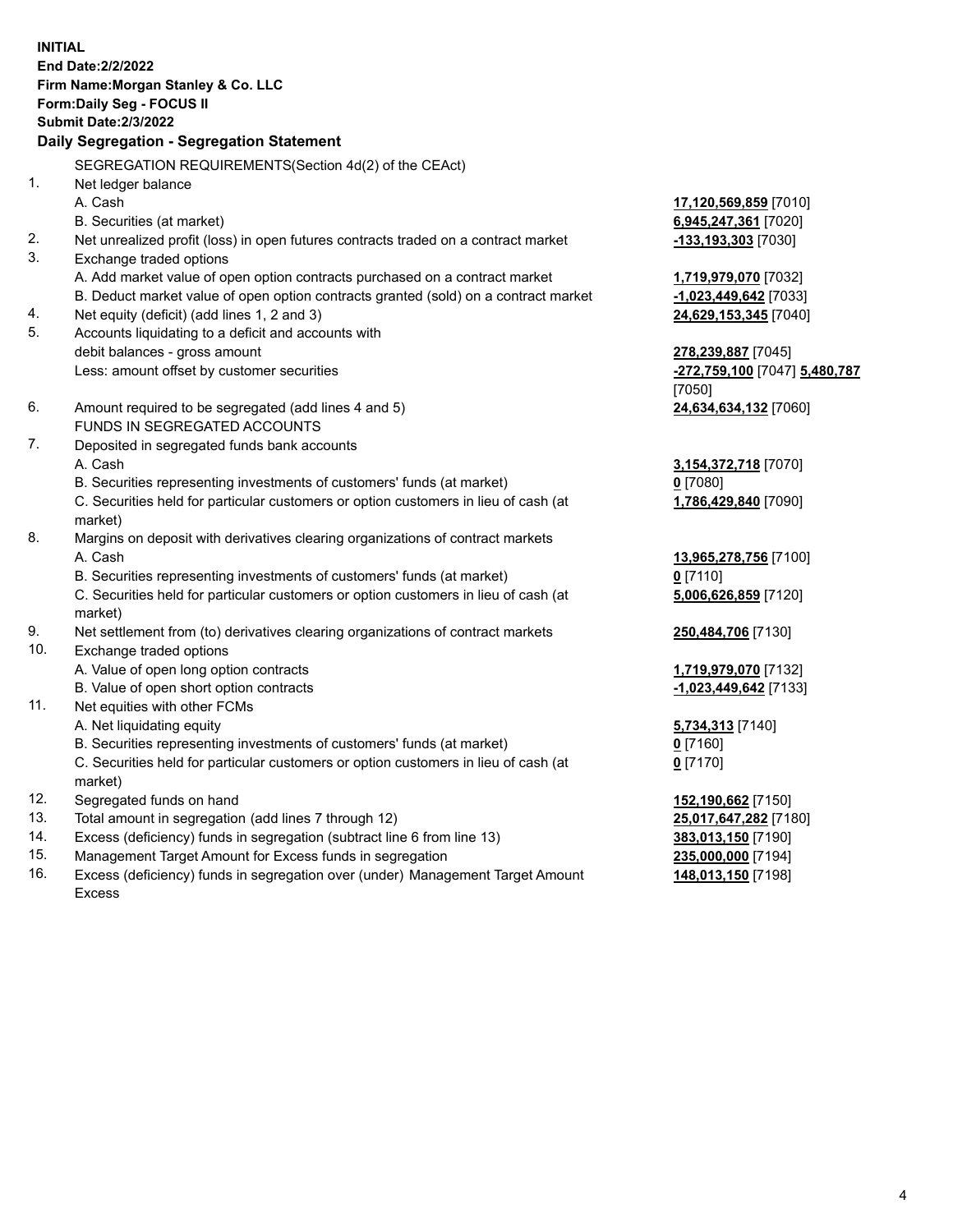**INITIAL**
**End Date:2/2/2022**
**Firm Name:Morgan Stanley & Co. LLC**
**Form:Daily Seg - FOCUS II**
**Submit Date:2/3/2022**

## Daily Segregation - Segregation Statement

SEGREGATION REQUIREMENTS(Section 4d(2) of the CEAct)

| | | |
|---|---|---|
| 1. | Net ledger balance | |
| | A. Cash | **17,120,569,859** [7010] |
| | B. Securities (at market) | **6,945,247,361** [7020] |
| 2. | Net unrealized profit (loss) in open futures contracts traded on a contract market | **-133,193,303** [7030] |
| 3. | Exchange traded options | |
| | A. Add market value of open option contracts purchased on a contract market | **1,719,979,070** [7032] |
| | B. Deduct market value of open option contracts granted (sold) on a contract market | **-1,023,449,642** [7033] |
| 4. | Net equity (deficit) (add lines 1, 2 and 3) | **24,629,153,345** [7040] |
| 5. | Accounts liquidating to a deficit and accounts with debit balances - gross amount | **278,239,887** [7045] |
| | Less: amount offset by customer securities | **-272,759,100** [7047] **5,480,787** [7050] |
| 6. | Amount required to be segregated (add lines 4 and 5) | **24,634,634,132** [7060] |
| | FUNDS IN SEGREGATED ACCOUNTS | |
| 7. | Deposited in segregated funds bank accounts | |
| | A. Cash | **3,154,372,718** [7070] |
| | B. Securities representing investments of customers' funds (at market) | **0** [7080] |
| | C. Securities held for particular customers or option customers in lieu of cash (at market) | **1,786,429,840** [7090] |
| 8. | Margins on deposit with derivatives clearing organizations of contract markets | |
| | A. Cash | **13,965,278,756** [7100] |
| | B. Securities representing investments of customers' funds (at market) | **0** [7110] |
| | C. Securities held for particular customers or option customers in lieu of cash (at market) | **5,006,626,859** [7120] |
| 9. | Net settlement from (to) derivatives clearing organizations of contract markets | **250,484,706** [7130] |
| 10. | Exchange traded options | |
| | A. Value of open long option contracts | **1,719,979,070** [7132] |
| | B. Value of open short option contracts | **-1,023,449,642** [7133] |
| 11. | Net equities with other FCMs | |
| | A. Net liquidating equity | **5,734,313** [7140] |
| | B. Securities representing investments of customers' funds (at market) | **0** [7160] |
| | C. Securities held for particular customers or option customers in lieu of cash (at market) | **0** [7170] |
| 12. | Segregated funds on hand | **152,190,662** [7150] |
| 13. | Total amount in segregation (add lines 7 through 12) | **25,017,647,282** [7180] |
| 14. | Excess (deficiency) funds in segregation (subtract line 6 from line 13) | **383,013,150** [7190] |
| 15. | Management Target Amount for Excess funds in segregation | **235,000,000** [7194] |
| 16. | Excess (deficiency) funds in segregation over (under) Management Target Amount Excess | **148,013,150** [7198] |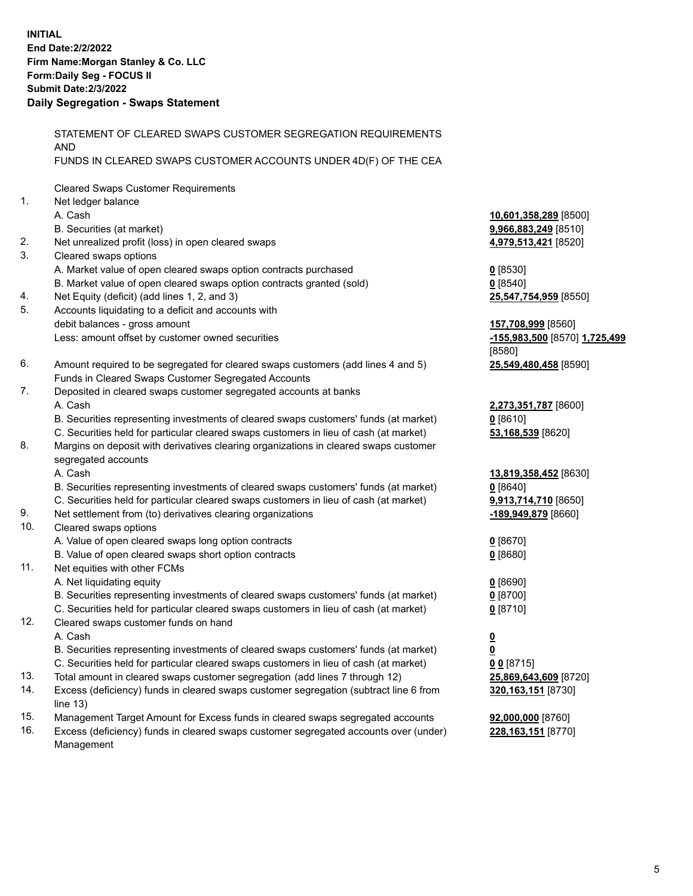**INITIAL**
**End Date:2/2/2022**
**Firm Name:Morgan Stanley & Co. LLC**
**Form:Daily Seg - FOCUS II**
**Submit Date:2/3/2022**
**Daily Segregation - Swaps Statement**

STATEMENT OF CLEARED SWAPS CUSTOMER SEGREGATION REQUIREMENTS AND
FUNDS IN CLEARED SWAPS CUSTOMER ACCOUNTS UNDER 4D(F) OF THE CEA

| | | |
|---|---|---|
| | Cleared Swaps Customer Requirements | |
| 1. | Net ledger balance | |
| | A. Cash | **10,601,358,289** [8500] |
| | B. Securities (at market) | **9,966,883,249** [8510] |
| 2. | Net unrealized profit (loss) in open cleared swaps | **4,979,513,421** [8520] |
| 3. | Cleared swaps options | |
| | A. Market value of open cleared swaps option contracts purchased | **0** [8530] |
| | B. Market value of open cleared swaps option contracts granted (sold) | **0** [8540] |
| 4. | Net Equity (deficit) (add lines 1, 2, and 3) | **25,547,754,959** [8550] |
| 5. | Accounts liquidating to a deficit and accounts with debit balances - gross amount | **157,708,999** [8560] |
| | Less: amount offset by customer owned securities | **-155,983,500** [8570] **1,725,499** [8580] |
| 6. | Amount required to be segregated for cleared swaps customers (add lines 4 and 5) | **25,549,480,458** [8590] |
| | Funds in Cleared Swaps Customer Segregated Accounts | |
| 7. | Deposited in cleared swaps customer segregated accounts at banks | |
| | A. Cash | **2,273,351,787** [8600] |
| | B. Securities representing investments of cleared swaps customers' funds (at market) | **0** [8610] |
| | C. Securities held for particular cleared swaps customers in lieu of cash (at market) | **53,168,539** [8620] |
| 8. | Margins on deposit with derivatives clearing organizations in cleared swaps customer segregated accounts | |
| | A. Cash | **13,819,358,452** [8630] |
| | B. Securities representing investments of cleared swaps customers' funds (at market) | **0** [8640] |
| | C. Securities held for particular cleared swaps customers in lieu of cash (at market) | **9,913,714,710** [8650] |
| 9. | Net settlement from (to) derivatives clearing organizations | **-189,949,879** [8660] |
| 10. | Cleared swaps options | |
| | A. Value of open cleared swaps long option contracts | **0** [8670] |
| | B. Value of open cleared swaps short option contracts | **0** [8680] |
| 11. | Net equities with other FCMs | |
| | A. Net liquidating equity | **0** [8690] |
| | B. Securities representing investments of cleared swaps customers' funds (at market) | **0** [8700] |
| | C. Securities held for particular cleared swaps customers in lieu of cash (at market) | **0** [8710] |
| 12. | Cleared swaps customer funds on hand | |
| | A. Cash | **0** |
| | B. Securities representing investments of cleared swaps customers' funds (at market) | **0** |
| | C. Securities held for particular cleared swaps customers in lieu of cash (at market) | **0** **0** [8715] |
| 13. | Total amount in cleared swaps customer segregation (add lines 7 through 12) | **25,869,643,609** [8720] |
| 14. | Excess (deficiency) funds in cleared swaps customer segregation (subtract line 6 from line 13) | **320,163,151** [8730] |
| 15. | Management Target Amount for Excess funds in cleared swaps segregated accounts | **92,000,000** [8760] |
| 16. | Excess (deficiency) funds in cleared swaps customer segregated accounts over (under) Management | **228,163,151** [8770] |